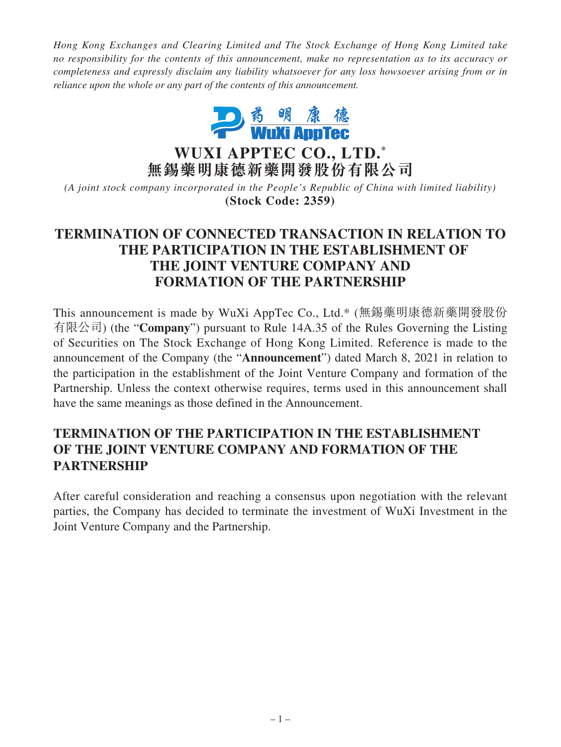*Hong Kong Exchanges and Clearing Limited and The Stock Exchange of Hong Kong Limited take no responsibility for the contents of this announcement, make no representation as to its accuracy or completeness and expressly disclaim any liability whatsoever for any loss howsoever arising from or in reliance upon the whole or any part of the contents of this announcement.*

藥明康德
WuXi AppTec

# WUXI APPTEC CO., LTD.*
# 無錫藥明康德新藥開發股份有限公司

*(A joint stock company incorporated in the People's Republic of China with limited liability)*
**(Stock Code: 2359)**

## TERMINATION OF CONNECTED TRANSACTION IN RELATION TO THE PARTICIPATION IN THE ESTABLISHMENT OF THE JOINT VENTURE COMPANY AND FORMATION OF THE PARTNERSHIP

This announcement is made by WuXi AppTec Co., Ltd.* (無錫藥明康德新藥開發股份有限公司) (the "**Company**") pursuant to Rule 14A.35 of the Rules Governing the Listing of Securities on The Stock Exchange of Hong Kong Limited. Reference is made to the announcement of the Company (the "**Announcement**") dated March 8, 2021 in relation to the participation in the establishment of the Joint Venture Company and formation of the Partnership. Unless the context otherwise requires, terms used in this announcement shall have the same meanings as those defined in the Announcement.

## TERMINATION OF THE PARTICIPATION IN THE ESTABLISHMENT OF THE JOINT VENTURE COMPANY AND FORMATION OF THE PARTNERSHIP

After careful consideration and reaching a consensus upon negotiation with the relevant parties, the Company has decided to terminate the investment of WuXi Investment in the Joint Venture Company and the Partnership.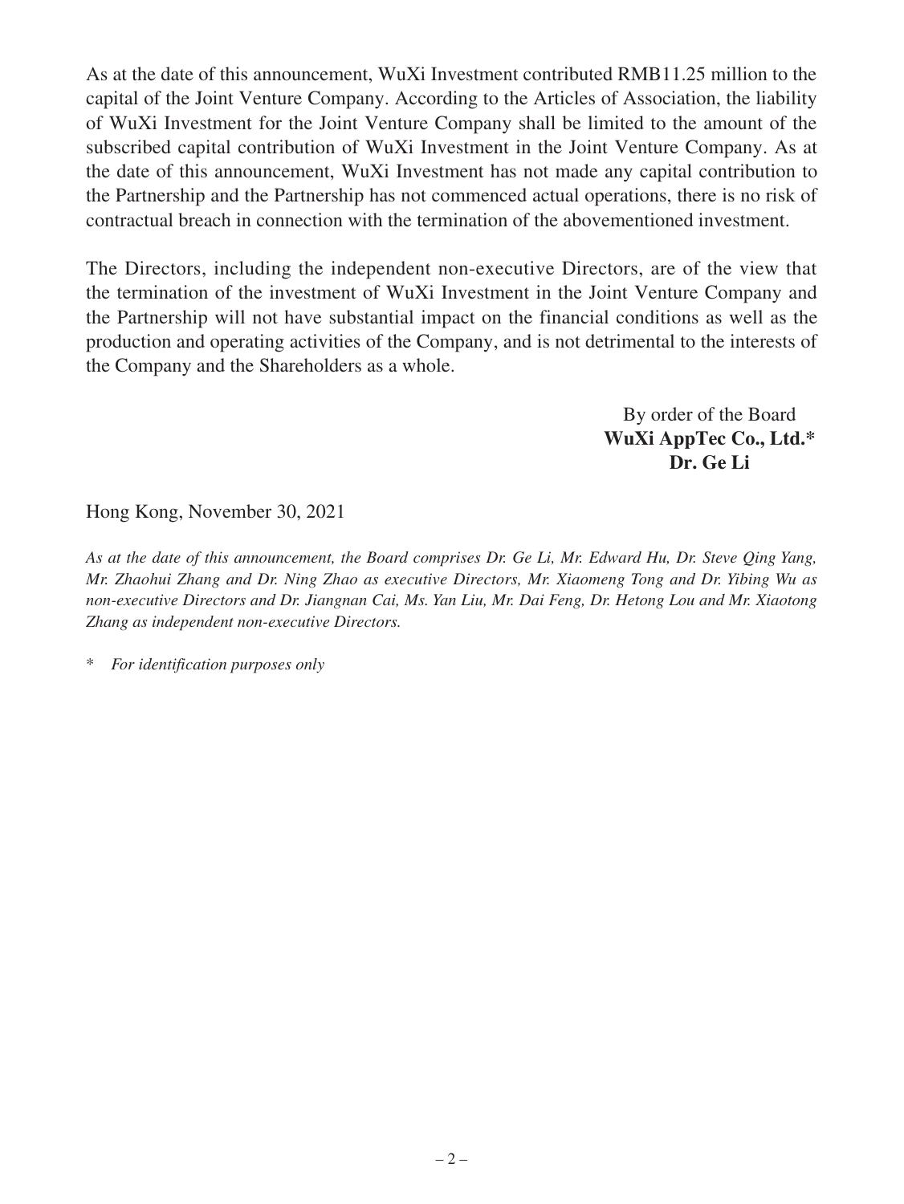As at the date of this announcement, WuXi Investment contributed RMB11.25 million to the capital of the Joint Venture Company. According to the Articles of Association, the liability of WuXi Investment for the Joint Venture Company shall be limited to the amount of the subscribed capital contribution of WuXi Investment in the Joint Venture Company. As at the date of this announcement, WuXi Investment has not made any capital contribution to the Partnership and the Partnership has not commenced actual operations, there is no risk of contractual breach in connection with the termination of the abovementioned investment.

The Directors, including the independent non-executive Directors, are of the view that the termination of the investment of WuXi Investment in the Joint Venture Company and the Partnership will not have substantial impact on the financial conditions as well as the production and operating activities of the Company, and is not detrimental to the interests of the Company and the Shareholders as a whole.

By order of the Board
**WuXi AppTec Co., Ltd.***
**Dr. Ge Li**

Hong Kong, November 30, 2021

*As at the date of this announcement, the Board comprises Dr. Ge Li, Mr. Edward Hu, Dr. Steve Qing Yang, Mr. Zhaohui Zhang and Dr. Ning Zhao as executive Directors, Mr. Xiaomeng Tong and Dr. Yibing Wu as non-executive Directors and Dr. Jiangnan Cai, Ms. Yan Liu, Mr. Dai Feng, Dr. Hetong Lou and Mr. Xiaotong Zhang as independent non-executive Directors.*

\* *For identification purposes only*